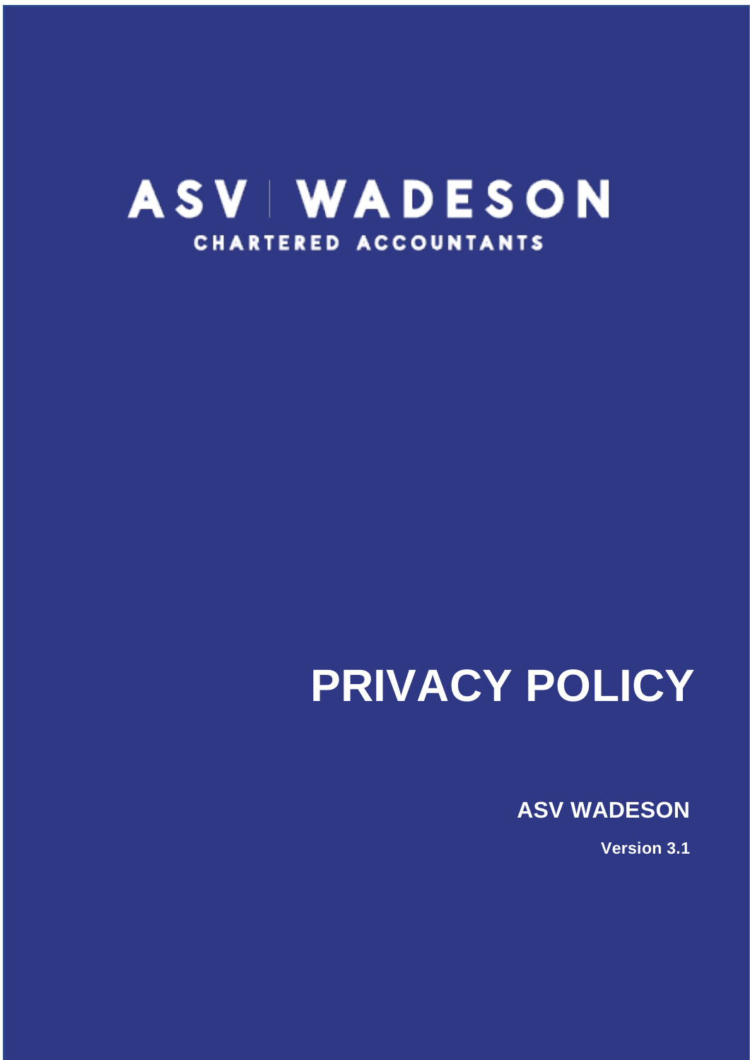ASV | WADESON

CHARTERED ACCOUNTANTS

# PRIVACY POLICY

**ASV WADESON**

**Version 3.1**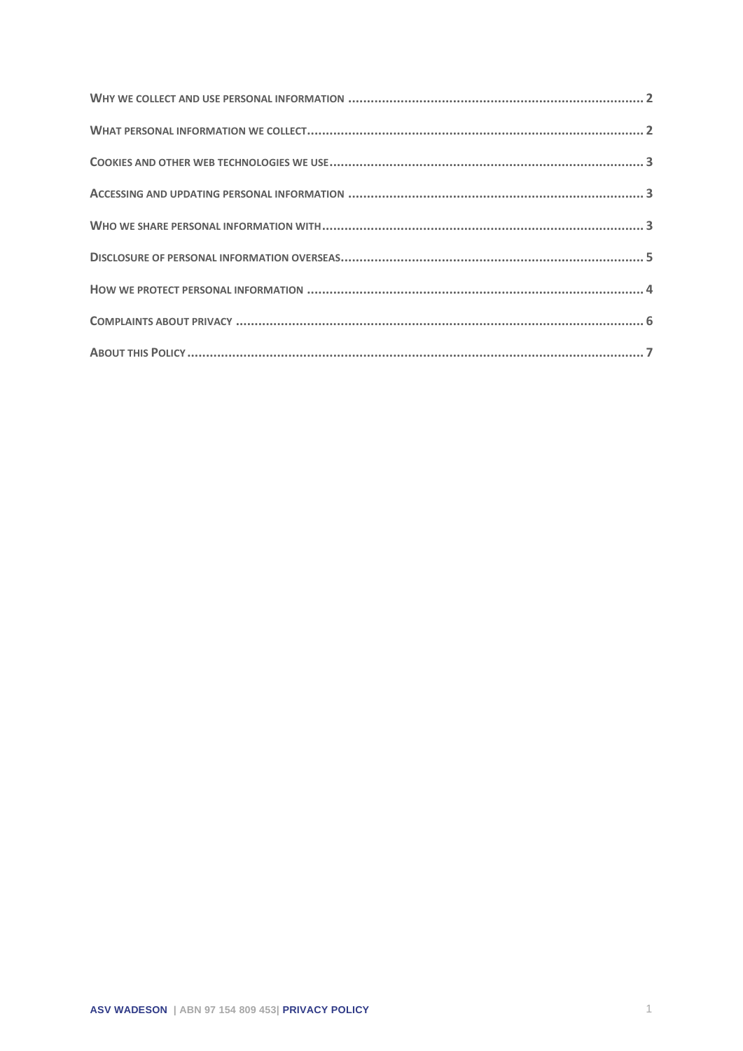WHY WE COLLECT AND USE PERSONAL INFORMATION ............................................................................... 2

WHAT PERSONAL INFORMATION WE COLLECT........................................................................................... 2

COOKIES AND OTHER WEB TECHNOLOGIES WE USE .................................................................................... 3

ACCESSING AND UPDATING PERSONAL INFORMATION ............................................................................... 3

WHO WE SHARE PERSONAL INFORMATION WITH....................................................................................... 3

DISCLOSURE OF PERSONAL INFORMATION OVERSEAS.................................................................................. 5

HOW WE PROTECT PERSONAL INFORMATION ........................................................................................... 4

COMPLAINTS ABOUT PRIVACY ............................................................................................................. 6

ABOUT THIS POLICY ............................................................................................................................ 7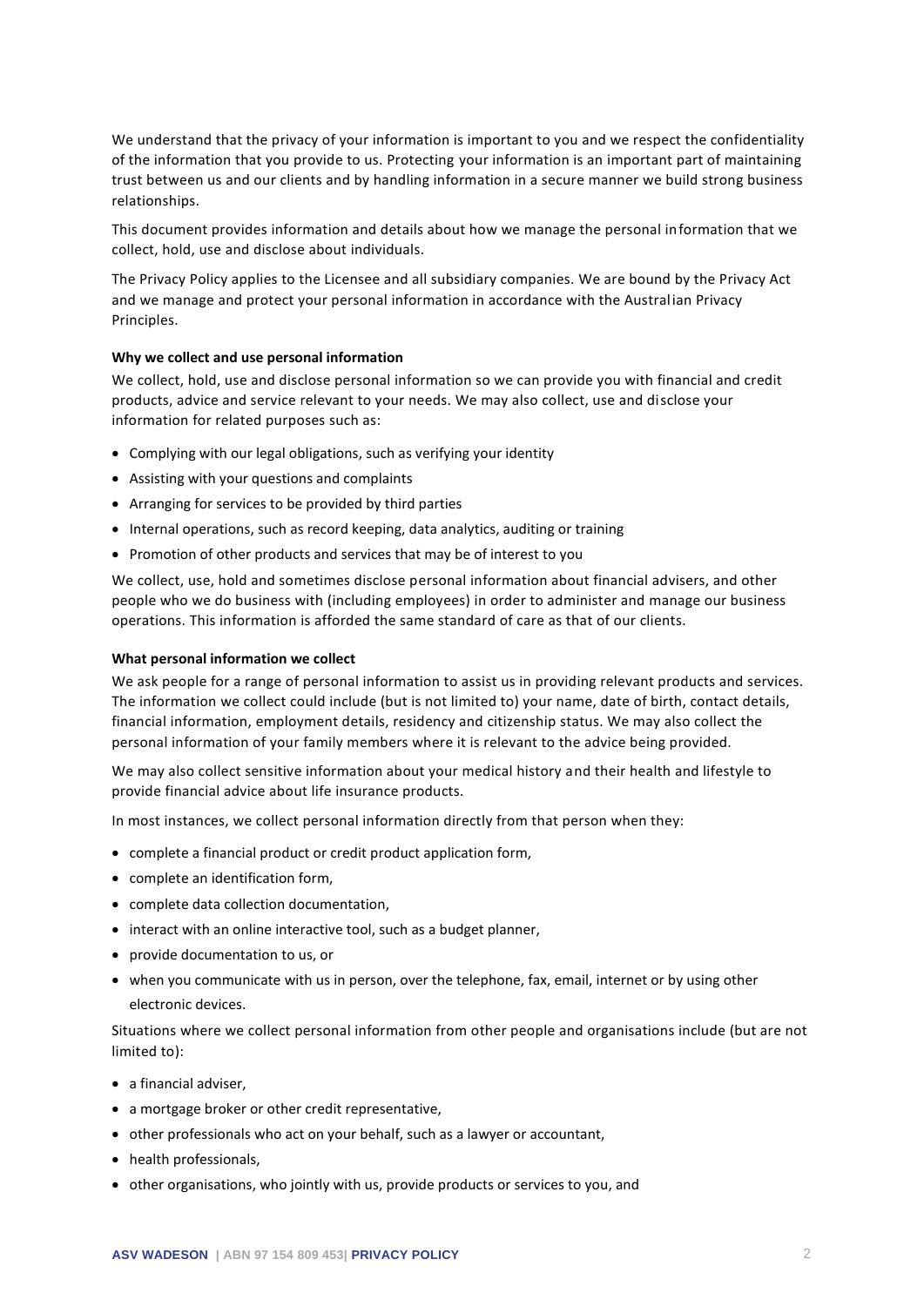We understand that the privacy of your information is important to you and we respect the confidentiality of the information that you provide to us. Protecting your information is an important part of maintaining trust between us and our clients and by handling information in a secure manner we build strong business relationships.

This document provides information and details about how we manage the personal information that we collect, hold, use and disclose about individuals.

The Privacy Policy applies to the Licensee and all subsidiary companies. We are bound by the Privacy Act and we manage and protect your personal information in accordance with the Australian Privacy Principles.

**Why we collect and use personal information**

We collect, hold, use and disclose personal information so we can provide you with financial and credit products, advice and service relevant to your needs. We may also collect, use and disclose your information for related purposes such as:

- Complying with our legal obligations, such as verifying your identity
- Assisting with your questions and complaints
- Arranging for services to be provided by third parties
- Internal operations, such as record keeping, data analytics, auditing or training
- Promotion of other products and services that may be of interest to you

We collect, use, hold and sometimes disclose personal information about financial advisers, and other people who we do business with (including employees) in order to administer and manage our business operations. This information is afforded the same standard of care as that of our clients.

**What personal information we collect**

We ask people for a range of personal information to assist us in providing relevant products and services. The information we collect could include (but is not limited to) your name, date of birth, contact details, financial information, employment details, residency and citizenship status. We may also collect the personal information of your family members where it is relevant to the advice being provided.

We may also collect sensitive information about your medical history and their health and lifestyle to provide financial advice about life insurance products.

In most instances, we collect personal information directly from that person when they:

- complete a financial product or credit product application form,
- complete an identification form,
- complete data collection documentation,
- interact with an online interactive tool, such as a budget planner,
- provide documentation to us, or
- when you communicate with us in person, over the telephone, fax, email, internet or by using other electronic devices.

Situations where we collect personal information from other people and organisations include (but are not limited to):

- a financial adviser,
- a mortgage broker or other credit representative,
- other professionals who act on your behalf, such as a lawyer or accountant,
- health professionals,
- other organisations, who jointly with us, provide products or services to you, and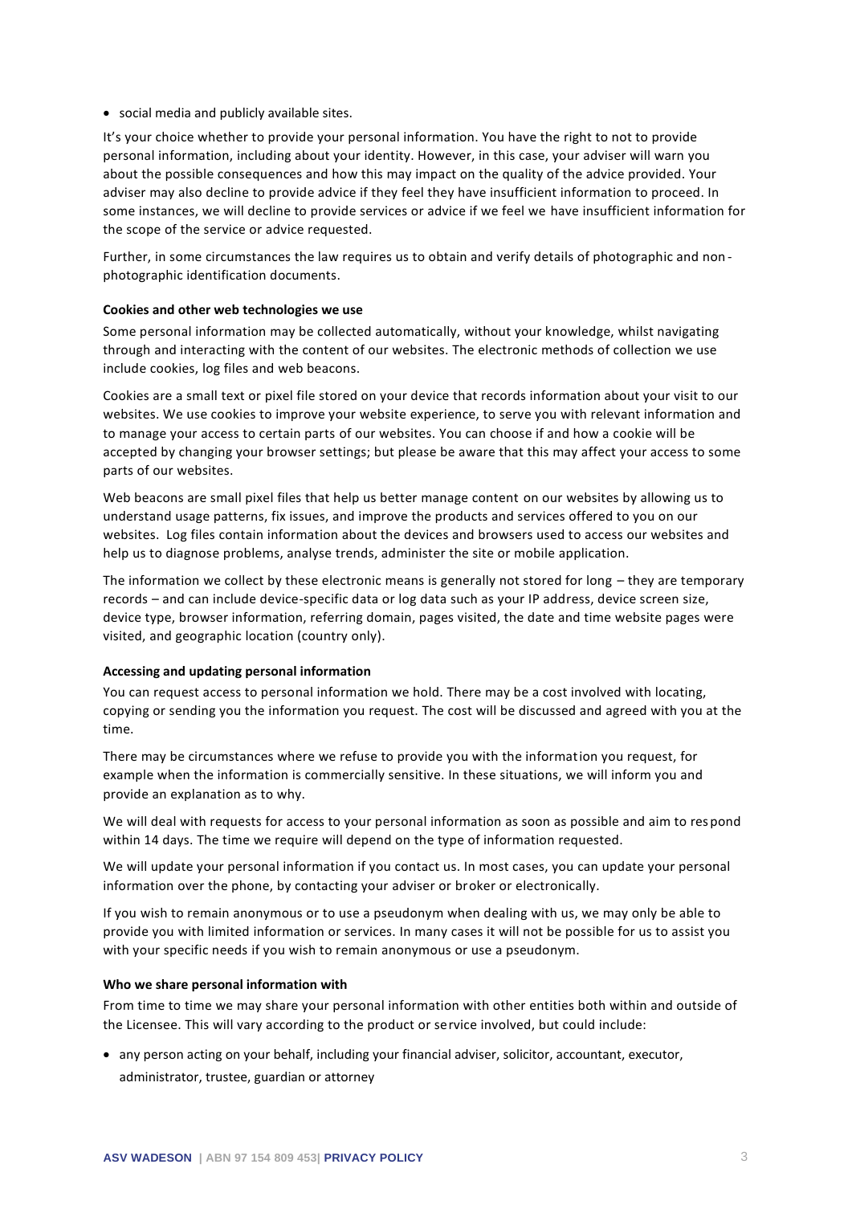- social media and publicly available sites.

It's your choice whether to provide your personal information. You have the right to not to provide personal information, including about your identity. However, in this case, your adviser will warn you about the possible consequences and how this may impact on the quality of the advice provided. Your adviser may also decline to provide advice if they feel they have insufficient information to proceed. In some instances, we will decline to provide services or advice if we feel we have insufficient information for the scope of the service or advice requested.

Further, in some circumstances the law requires us to obtain and verify details of photographic and non-photographic identification documents.

**Cookies and other web technologies we use**

Some personal information may be collected automatically, without your knowledge, whilst navigating through and interacting with the content of our websites. The electronic methods of collection we use include cookies, log files and web beacons.

Cookies are a small text or pixel file stored on your device that records information about your visit to our websites. We use cookies to improve your website experience, to serve you with relevant information and to manage your access to certain parts of our websites. You can choose if and how a cookie will be accepted by changing your browser settings; but please be aware that this may affect your access to some parts of our websites.

Web beacons are small pixel files that help us better manage content on our websites by allowing us to understand usage patterns, fix issues, and improve the products and services offered to you on our websites. Log files contain information about the devices and browsers used to access our websites and help us to diagnose problems, analyse trends, administer the site or mobile application.

The information we collect by these electronic means is generally not stored for long – they are temporary records – and can include device-specific data or log data such as your IP address, device screen size, device type, browser information, referring domain, pages visited, the date and time website pages were visited, and geographic location (country only).

**Accessing and updating personal information**

You can request access to personal information we hold. There may be a cost involved with locating, copying or sending you the information you request. The cost will be discussed and agreed with you at the time.

There may be circumstances where we refuse to provide you with the information you request, for example when the information is commercially sensitive. In these situations, we will inform you and provide an explanation as to why.

We will deal with requests for access to your personal information as soon as possible and aim to respond within 14 days. The time we require will depend on the type of information requested.

We will update your personal information if you contact us. In most cases, you can update your personal information over the phone, by contacting your adviser or broker or electronically.

If you wish to remain anonymous or to use a pseudonym when dealing with us, we may only be able to provide you with limited information or services. In many cases it will not be possible for us to assist you with your specific needs if you wish to remain anonymous or use a pseudonym.

**Who we share personal information with**

From time to time we may share your personal information with other entities both within and outside of the Licensee. This will vary according to the product or service involved, but could include:

- any person acting on your behalf, including your financial adviser, solicitor, accountant, executor, administrator, trustee, guardian or attorney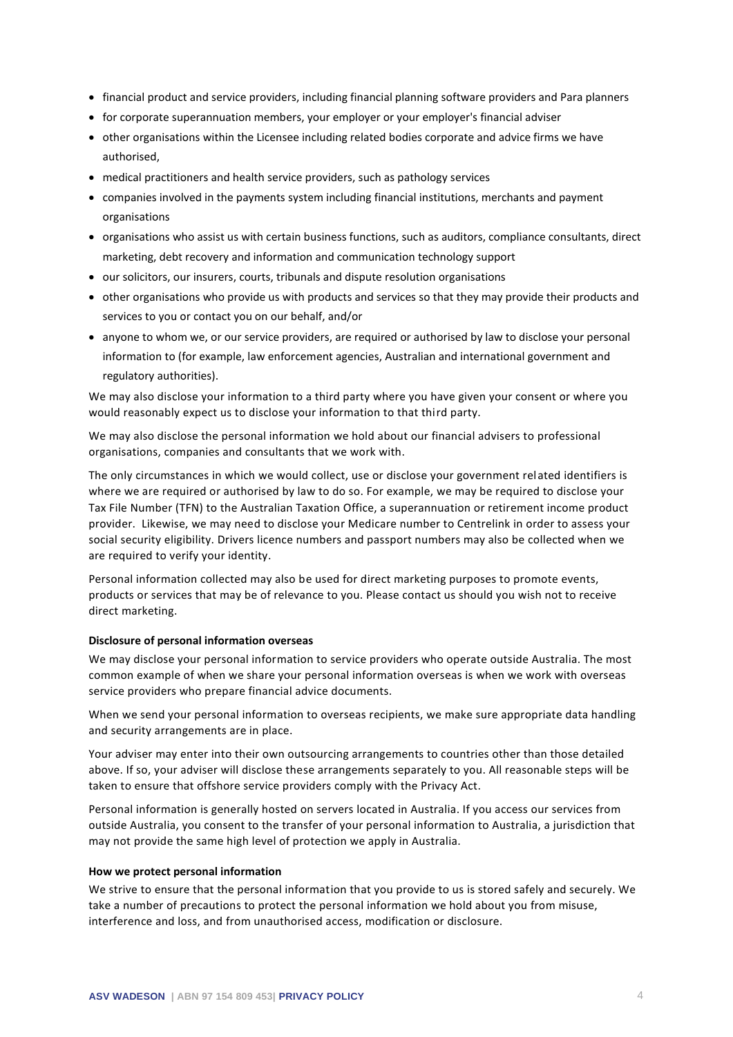- financial product and service providers, including financial planning software providers and Para planners
- for corporate superannuation members, your employer or your employer's financial adviser
- other organisations within the Licensee including related bodies corporate and advice firms we have authorised,
- medical practitioners and health service providers, such as pathology services
- companies involved in the payments system including financial institutions, merchants and payment organisations
- organisations who assist us with certain business functions, such as auditors, compliance consultants, direct marketing, debt recovery and information and communication technology support
- our solicitors, our insurers, courts, tribunals and dispute resolution organisations
- other organisations who provide us with products and services so that they may provide their products and services to you or contact you on our behalf, and/or
- anyone to whom we, or our service providers, are required or authorised by law to disclose your personal information to (for example, law enforcement agencies, Australian and international government and regulatory authorities).

We may also disclose your information to a third party where you have given your consent or where you would reasonably expect us to disclose your information to that third party.

We may also disclose the personal information we hold about our financial advisers to professional organisations, companies and consultants that we work with.

The only circumstances in which we would collect, use or disclose your government related identifiers is where we are required or authorised by law to do so. For example, we may be required to disclose your Tax File Number (TFN) to the Australian Taxation Office, a superannuation or retirement income product provider. Likewise, we may need to disclose your Medicare number to Centrelink in order to assess your social security eligibility. Drivers licence numbers and passport numbers may also be collected when we are required to verify your identity.

Personal information collected may also be used for direct marketing purposes to promote events, products or services that may be of relevance to you. Please contact us should you wish not to receive direct marketing.

**Disclosure of personal information overseas**

We may disclose your personal information to service providers who operate outside Australia. The most common example of when we share your personal information overseas is when we work with overseas service providers who prepare financial advice documents.

When we send your personal information to overseas recipients, we make sure appropriate data handling and security arrangements are in place.

Your adviser may enter into their own outsourcing arrangements to countries other than those detailed above. If so, your adviser will disclose these arrangements separately to you. All reasonable steps will be taken to ensure that offshore service providers comply with the Privacy Act.

Personal information is generally hosted on servers located in Australia. If you access our services from outside Australia, you consent to the transfer of your personal information to Australia, a jurisdiction that may not provide the same high level of protection we apply in Australia.

**How we protect personal information**

We strive to ensure that the personal information that you provide to us is stored safely and securely. We take a number of precautions to protect the personal information we hold about you from misuse, interference and loss, and from unauthorised access, modification or disclosure.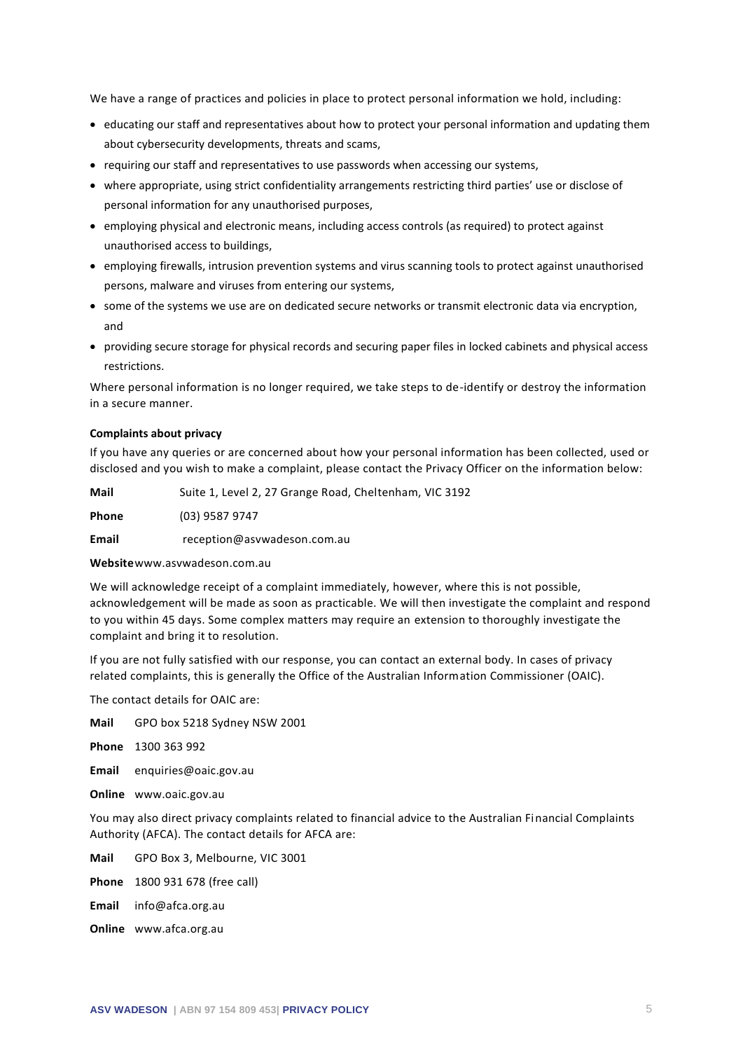We have a range of practices and policies in place to protect personal information we hold, including:

- educating our staff and representatives about how to protect your personal information and updating them about cybersecurity developments, threats and scams,
- requiring our staff and representatives to use passwords when accessing our systems,
- where appropriate, using strict confidentiality arrangements restricting third parties' use or disclose of personal information for any unauthorised purposes,
- employing physical and electronic means, including access controls (as required) to protect against unauthorised access to buildings,
- employing firewalls, intrusion prevention systems and virus scanning tools to protect against unauthorised persons, malware and viruses from entering our systems,
- some of the systems we use are on dedicated secure networks or transmit electronic data via encryption, and
- providing secure storage for physical records and securing paper files in locked cabinets and physical access restrictions.

Where personal information is no longer required, we take steps to de-identify or destroy the information in a secure manner.

**Complaints about privacy**

If you have any queries or are concerned about how your personal information has been collected, used or disclosed and you wish to make a complaint, please contact the Privacy Officer on the information below:

**Mail** Suite 1, Level 2, 27 Grange Road, Cheltenham, VIC 3192

**Phone** (03) 9587 9747

**Email** reception@asvwadeson.com.au

**Website** www.asvwadeson.com.au

We will acknowledge receipt of a complaint immediately, however, where this is not possible, acknowledgement will be made as soon as practicable. We will then investigate the complaint and respond to you within 45 days. Some complex matters may require an extension to thoroughly investigate the complaint and bring it to resolution.

If you are not fully satisfied with our response, you can contact an external body. In cases of privacy related complaints, this is generally the Office of the Australian Information Commissioner (OAIC).

The contact details for OAIC are:

**Mail** GPO box 5218 Sydney NSW 2001

**Phone** 1300 363 992

**Email** enquiries@oaic.gov.au

**Online** www.oaic.gov.au

You may also direct privacy complaints related to financial advice to the Australian Financial Complaints Authority (AFCA). The contact details for AFCA are:

**Mail** GPO Box 3, Melbourne, VIC 3001

**Phone** 1800 931 678 (free call)

**Email** info@afca.org.au

**Online** www.afca.org.au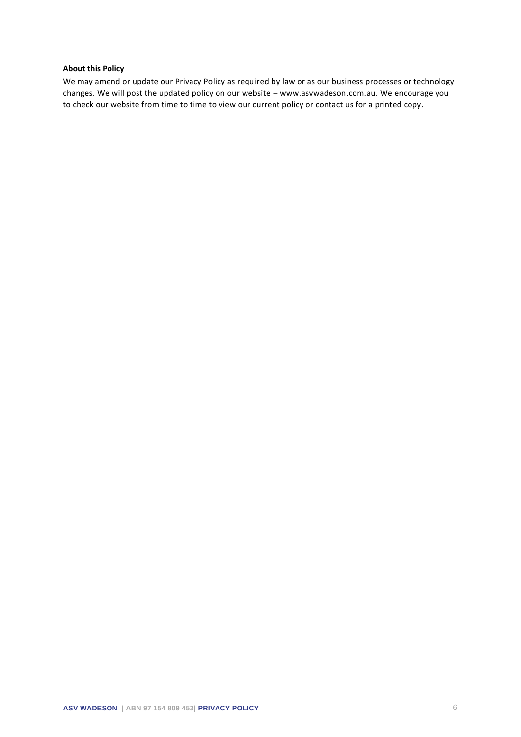**About this Policy**

We may amend or update our Privacy Policy as required by law or as our business processes or technology changes. We will post the updated policy on our website – www.asvwadeson.com.au. We encourage you to check our website from time to time to view our current policy or contact us for a printed copy.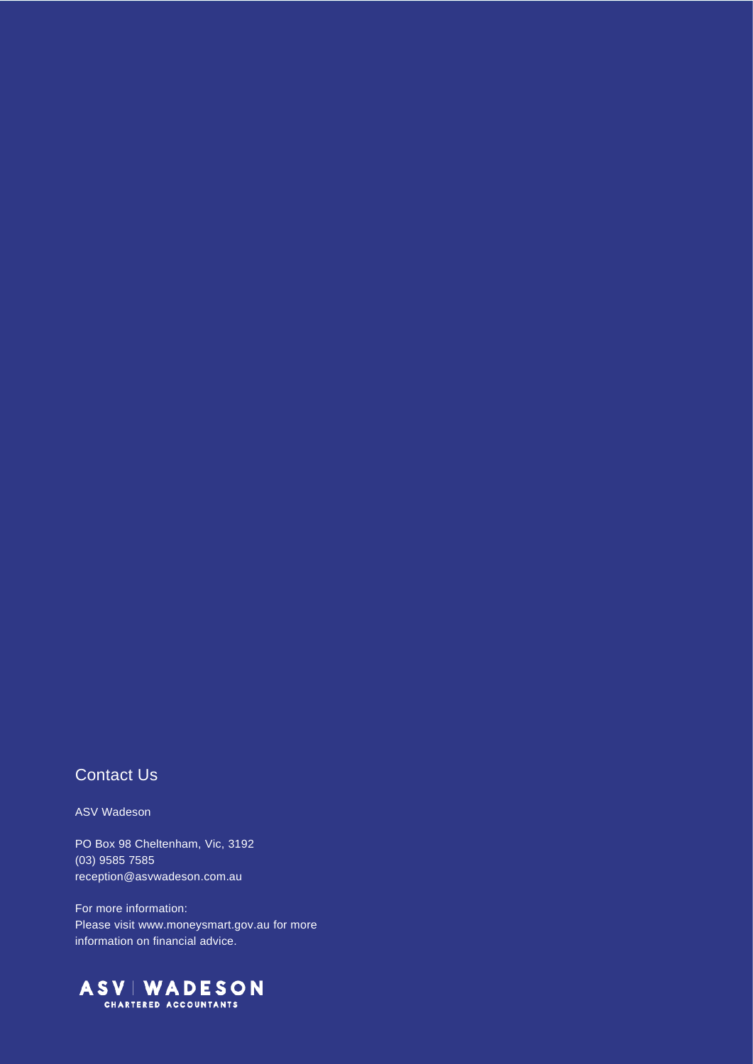## Contact Us

ASV Wadeson

PO Box 98 Cheltenham, Vic, 3192
(03) 9585 7585
reception@asvwadeson.com.au

For more information:
Please visit www.moneysmart.gov.au for more information on financial advice.

ASV | WADESON
CHARTERED ACCOUNTANTS